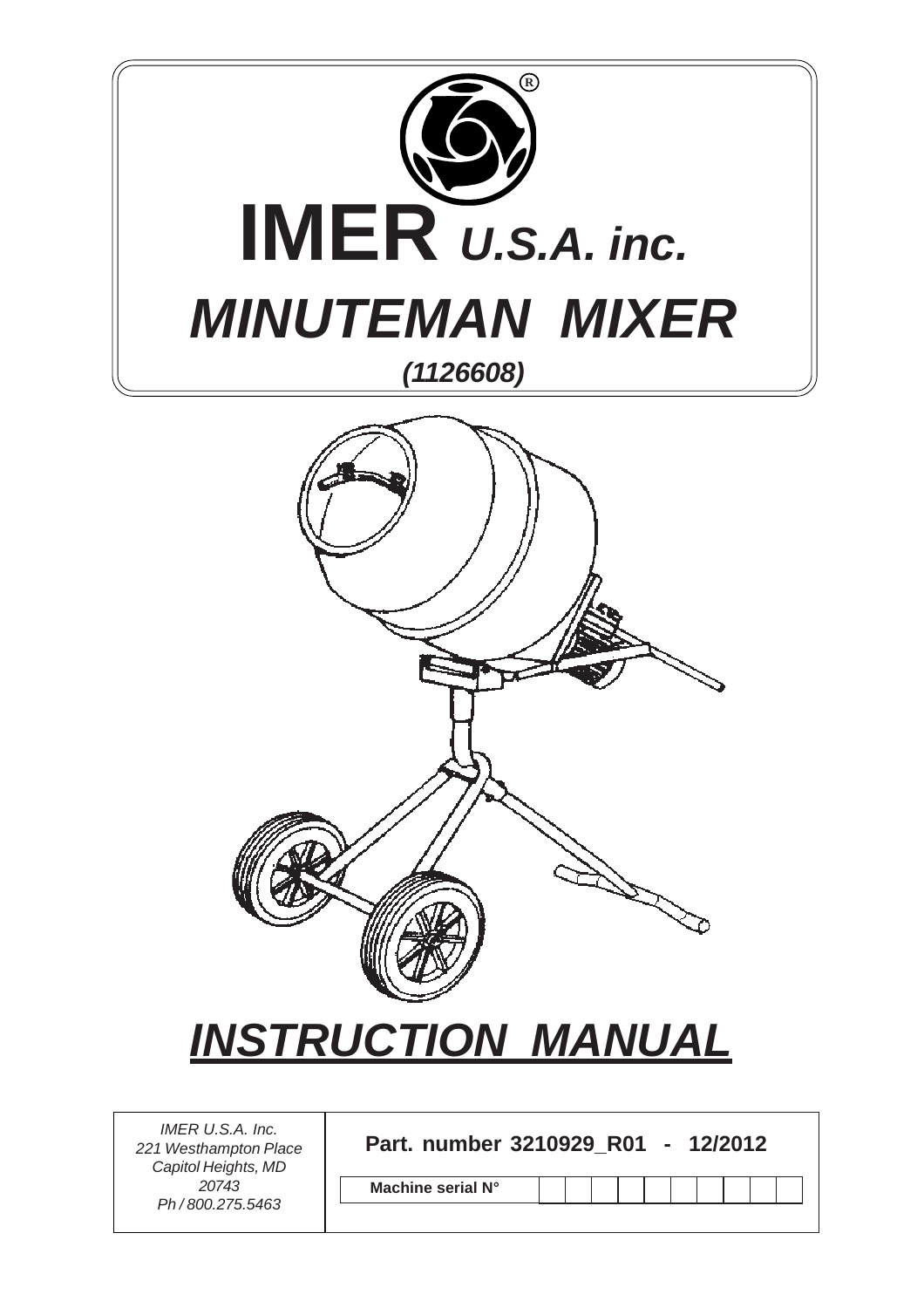# IMER *U.S.A. inc.*

# *MINUTEMAN MIXER*

***(1126608)***

# *INSTRUCTION MANUAL*

*IMER U.S.A. Inc.*
*221 Westhampton Place*
*Capitol Heights, MD*
*20743*
*Ph / 800.275.5463*

**Part. number 3210929_R01 - 12/2012**

| **Machine serial N°** | | | | | | | | | | |
|---|---|---|---|---|---|---|---|---|---|---|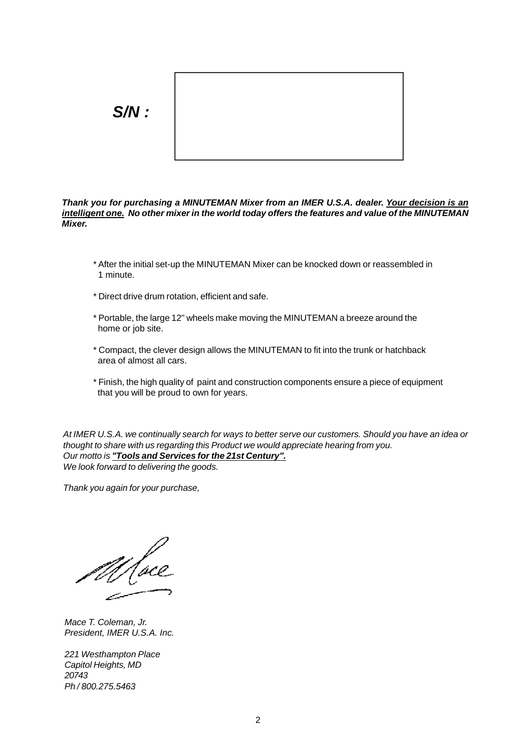***S/N :***

| |
|---|
| |

***Thank you for purchasing a MINUTEMAN Mixer from an IMER U.S.A. dealer. <u>Your decision is an intelligent one.</u> No other mixer in the world today offers the features and value of the MINUTEMAN Mixer.***

* After the initial set-up the MINUTEMAN Mixer can be knocked down or reassembled in 1 minute.
* Direct drive drum rotation, efficient and safe.
* Portable, the large 12" wheels make moving the MINUTEMAN a breeze around the home or job site.
* Compact, the clever design allows the MINUTEMAN to fit into the trunk or hatchback area of almost all cars.
* Finish, the high quality of paint and construction components ensure a piece of equipment that you will be proud to own for years.

*At IMER U.S.A. we continually search for ways to better serve our customers. Should you have an idea or thought to share with us regarding this Product we would appreciate hearing from you.*
*Our motto is* ***<u>"Tools and Services for the 21st Century".</u>***
*We look forward to delivering the goods.*

*Thank you again for your purchase,*

*Mace T. Coleman, Jr.*
*President, IMER U.S.A. Inc.*

*221 Westhampton Place*
*Capitol Heights, MD*
*20743*
*Ph / 800.275.5463*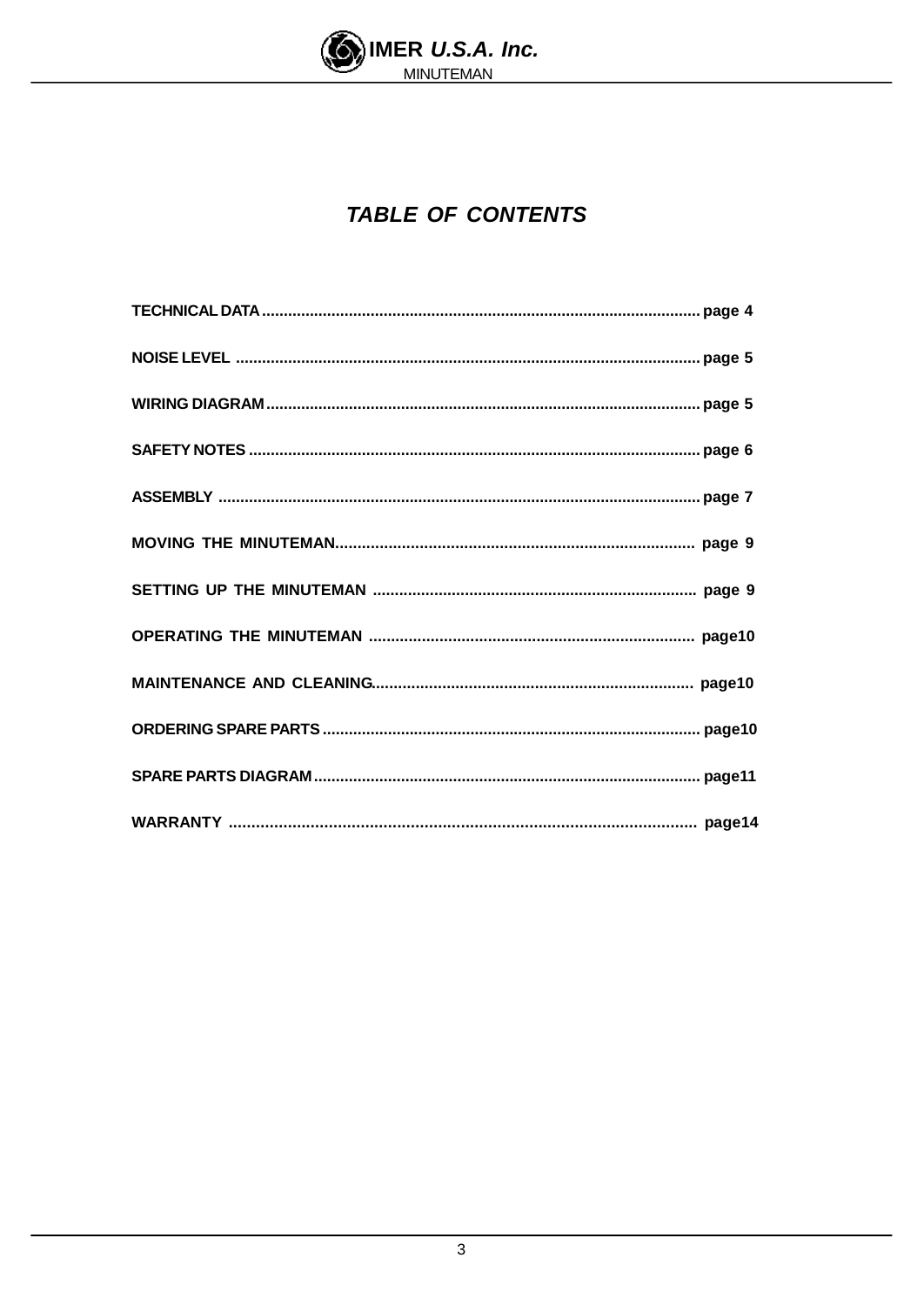# *TABLE OF CONTENTS*

**TECHNICAL DATA** ........................................................................................................ **page 4**

**NOISE LEVEL** ............................................................................................................ **page 5**

**WIRING DIAGRAM** ...................................................................................................... **page 5**

**SAFETY NOTES** .......................................................................................................... **page 6**

**ASSEMBLY** ................................................................................................................. **page 7**

**MOVING THE MINUTEMAN**................................................................................... **page 9**

**SETTING UP THE MINUTEMAN** ............................................................................ **page 9**

**OPERATING THE MINUTEMAN** ............................................................................ **page10**

**MAINTENANCE AND CLEANING**......................................................................... **page10**

**ORDERING SPARE PARTS** ....................................................................................... **page10**

**SPARE PARTS DIAGRAM** ......................................................................................... **page11**

**WARRANTY** ............................................................................................................... **page14**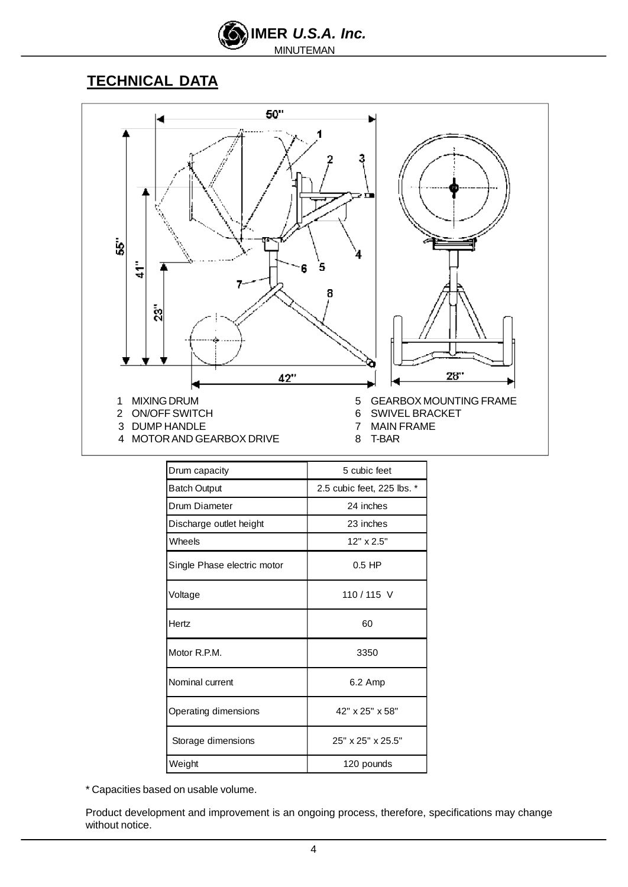## TECHNICAL DATA

1 MIXING DRUM
2 ON/OFF SWITCH
3 DUMP HANDLE
4 MOTOR AND GEARBOX DRIVE
5 GEARBOX MOUNTING FRAME
6 SWIVEL BRACKET
7 MAIN FRAME
8 T-BAR

| Drum capacity | 5 cubic feet |
|---|---|
| Batch Output | 2.5 cubic feet, 225 lbs. * |
| Drum Diameter | 24 inches |
| Discharge outlet height | 23 inches |
| Wheels | 12" x 2.5" |
| Single Phase electric motor | 0.5 HP |
| Voltage | 110 / 115 V |
| Hertz | 60 |
| Motor R.P.M. | 3350 |
| Nominal current | 6.2 Amp |
| Operating dimensions | 42" x 25" x 58" |
| Storage dimensions | 25" x 25" x 25.5" |
| Weight | 120 pounds |

* Capacities based on usable volume.

Product development and improvement is an ongoing process, therefore, specifications may change without notice.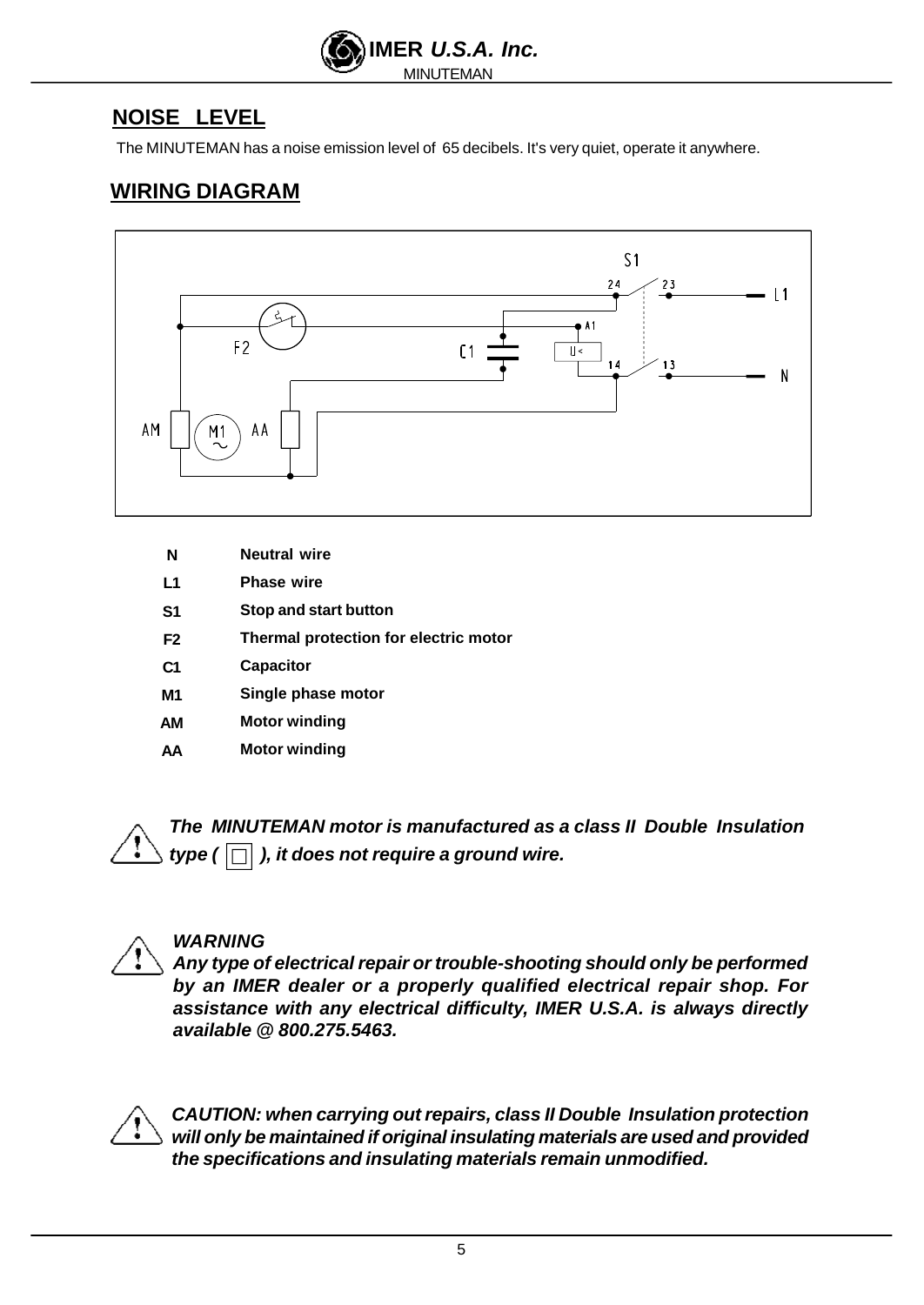## NOISE LEVEL

The MINUTEMAN has a noise emission level of 65 decibels. It's very quiet, operate it anywhere.

## WIRING DIAGRAM

| | |
|---|---|
| **N** | **Neutral wire** |
| **L1** | **Phase wire** |
| **S1** | **Stop and start button** |
| **F2** | **Thermal protection for electric motor** |
| **C1** | **Capacitor** |
| **M1** | **Single phase motor** |
| **AM** | **Motor winding** |
| **AA** | **Motor winding** |

***The MINUTEMAN motor is manufactured as a class II Double Insulation type ( ☐ ), it does not require a ground wire.***

***WARNING***
***Any type of electrical repair or trouble-shooting should only be performed by an IMER dealer or a properly qualified electrical repair shop. For assistance with any electrical difficulty, IMER U.S.A. is always directly available @ 800.275.5463.***

***CAUTION: when carrying out repairs, class II Double Insulation protection will only be maintained if original insulating materials are used and provided the specifications and insulating materials remain unmodified.***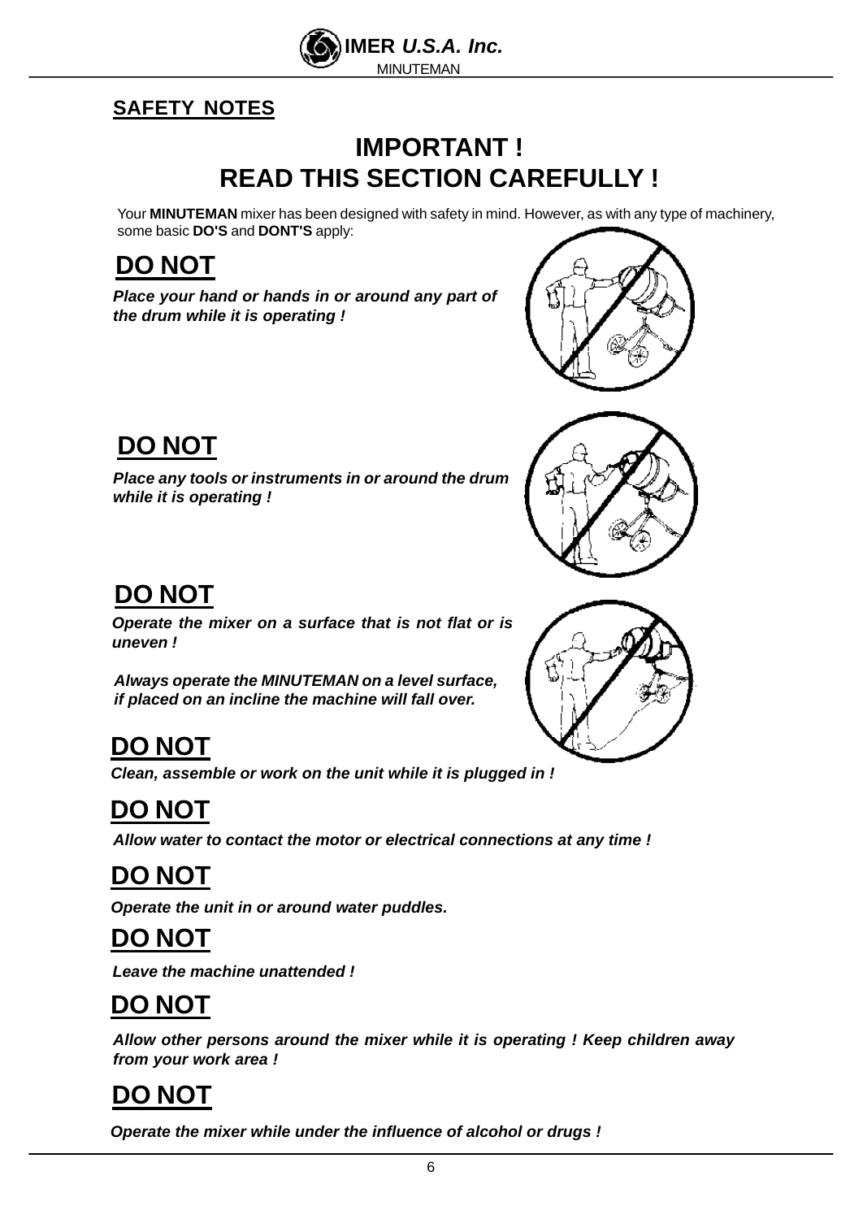## SAFETY NOTES

# IMPORTANT !
# READ THIS SECTION CAREFULLY !

Your **MINUTEMAN** mixer has been designed with safety in mind. However, as with any type of machinery, some basic **DO'S** and **DONT'S** apply:

## DO NOT

***Place your hand or hands in or around any part of the drum while it is operating !***

## DO NOT

***Place any tools or instruments in or around the drum while it is operating !***

## DO NOT

***Operate the mixer on a surface that is not flat or is uneven !***

***Always operate the MINUTEMAN on a level surface, if placed on an incline the machine will fall over.***

## DO NOT

***Clean, assemble or work on the unit while it is plugged in !***

## DO NOT

***Allow water to contact the motor or electrical connections at any time !***

## DO NOT

***Operate the unit in or around water puddles.***

## DO NOT

***Leave the machine unattended !***

## DO NOT

***Allow other persons around the mixer while it is operating ! Keep children away from your work area !***

## DO NOT

***Operate the mixer while under the influence of alcohol or drugs !***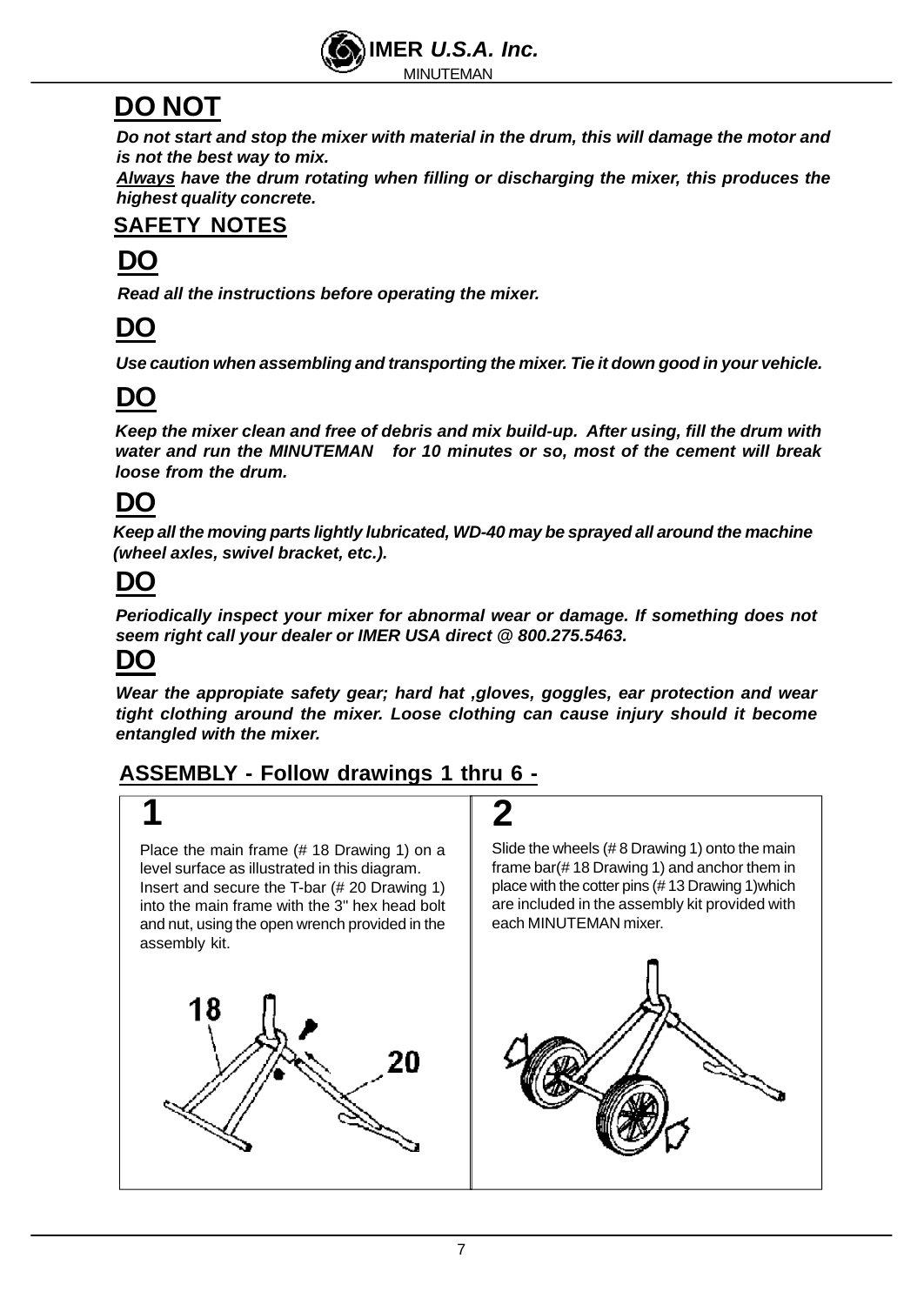## DO NOT

***Do not start and stop the mixer with material in the drum, this will damage the motor and is not the best way to mix.***

***Always** have the drum rotating when filling or discharging the mixer, this produces the highest quality concrete.*

### SAFETY NOTES

## DO

***Read all the instructions before operating the mixer.***

## DO

***Use caution when assembling and transporting the mixer. Tie it down good in your vehicle.***

## DO

***Keep the mixer clean and free of debris and mix build-up. After using, fill the drum with water and run the MINUTEMAN for 10 minutes or so, most of the cement will break loose from the drum.***

## DO

***Keep all the moving parts lightly lubricated, WD-40 may be sprayed all around the machine (wheel axles, swivel bracket, etc.).***

## DO

***Periodically inspect your mixer for abnormal wear or damage. If something does not seem right call your dealer or IMER USA direct @ 800.275.5463.***

## DO

***Wear the appropiate safety gear; hard hat ,gloves, goggles, ear protection and wear tight clothing around the mixer. Loose clothing can cause injury should it become entangled with the mixer.***

### ASSEMBLY - Follow drawings 1 thru 6 -

**1**

Place the main frame (# 18 Drawing 1) on a level surface as illustrated in this diagram. Insert and secure the T-bar (# 20 Drawing 1) into the main frame with the 3" hex head bolt and nut, using the open wrench provided in the assembly kit.

18

20

**2**

Slide the wheels (# 8 Drawing 1) onto the main frame bar(# 18 Drawing 1) and anchor them in place with the cotter pins (# 13 Drawing 1)which are included in the assembly kit provided with each MINUTEMAN mixer.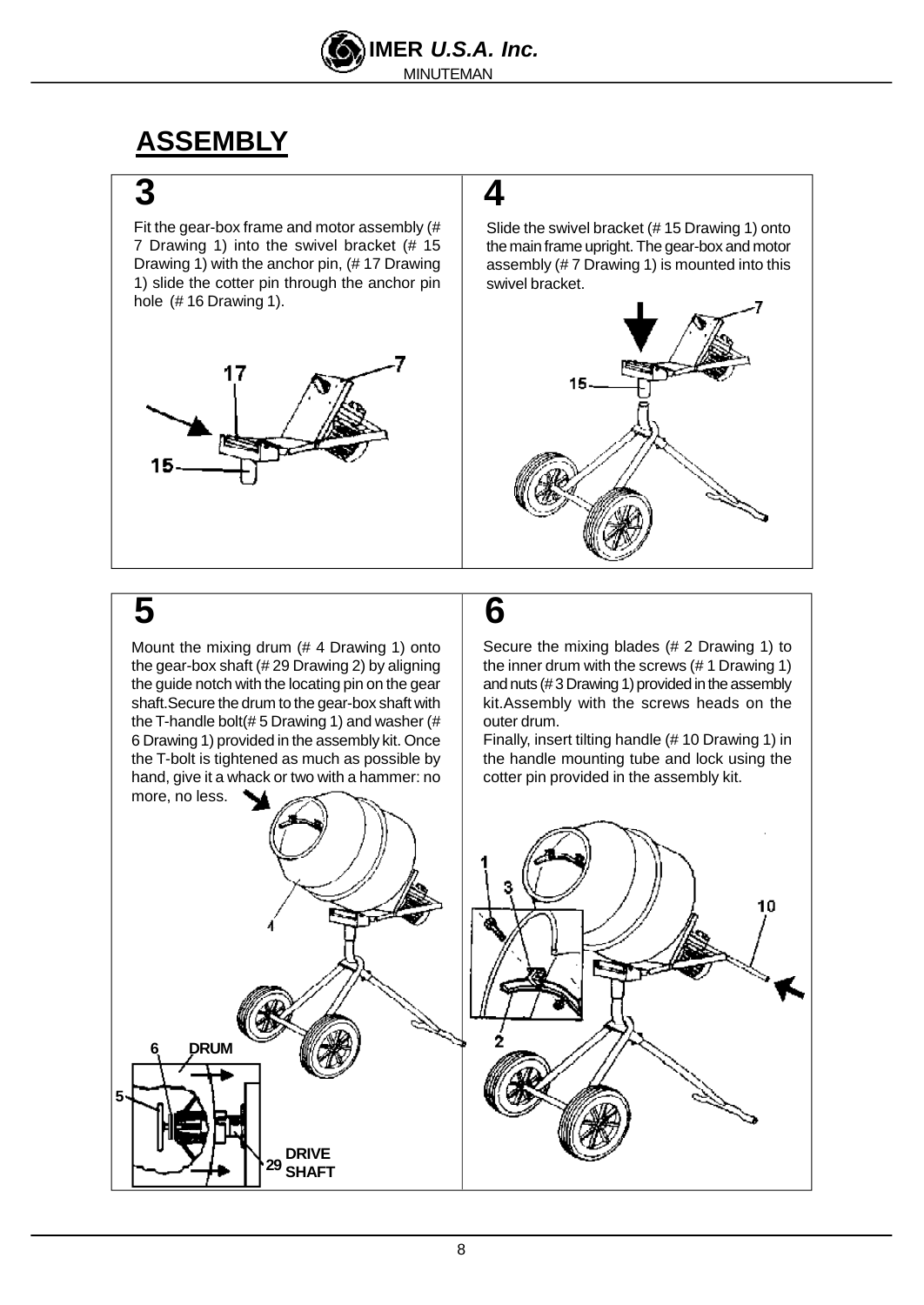## ASSEMBLY

### 3

Fit the gear-box frame and motor assembly (# 7 Drawing 1) into the swivel bracket (# 15 Drawing 1) with the anchor pin, (# 17 Drawing 1) slide the cotter pin through the anchor pin hole (# 16 Drawing 1).

### 4

Slide the swivel bracket (# 15 Drawing 1) onto the main frame upright. The gear-box and motor assembly (# 7 Drawing 1) is mounted into this swivel bracket.

### 5

Mount the mixing drum (# 4 Drawing 1) onto the gear-box shaft (# 29 Drawing 2) by aligning the guide notch with the locating pin on the gear shaft.Secure the drum to the gear-box shaft with the T-handle bolt(# 5 Drawing 1) and washer (# 6 Drawing 1) provided in the assembly kit. Once the T-bolt is tightened as much as possible by hand, give it a whack or two with a hammer: no more, no less.

### 6

Secure the mixing blades (# 2 Drawing 1) to the inner drum with the screws (# 1 Drawing 1) and nuts (# 3 Drawing 1) provided in the assembly kit.Assembly with the screws heads on the outer drum.

Finally, insert tilting handle (# 10 Drawing 1) in the handle mounting tube and lock using the cotter pin provided in the assembly kit.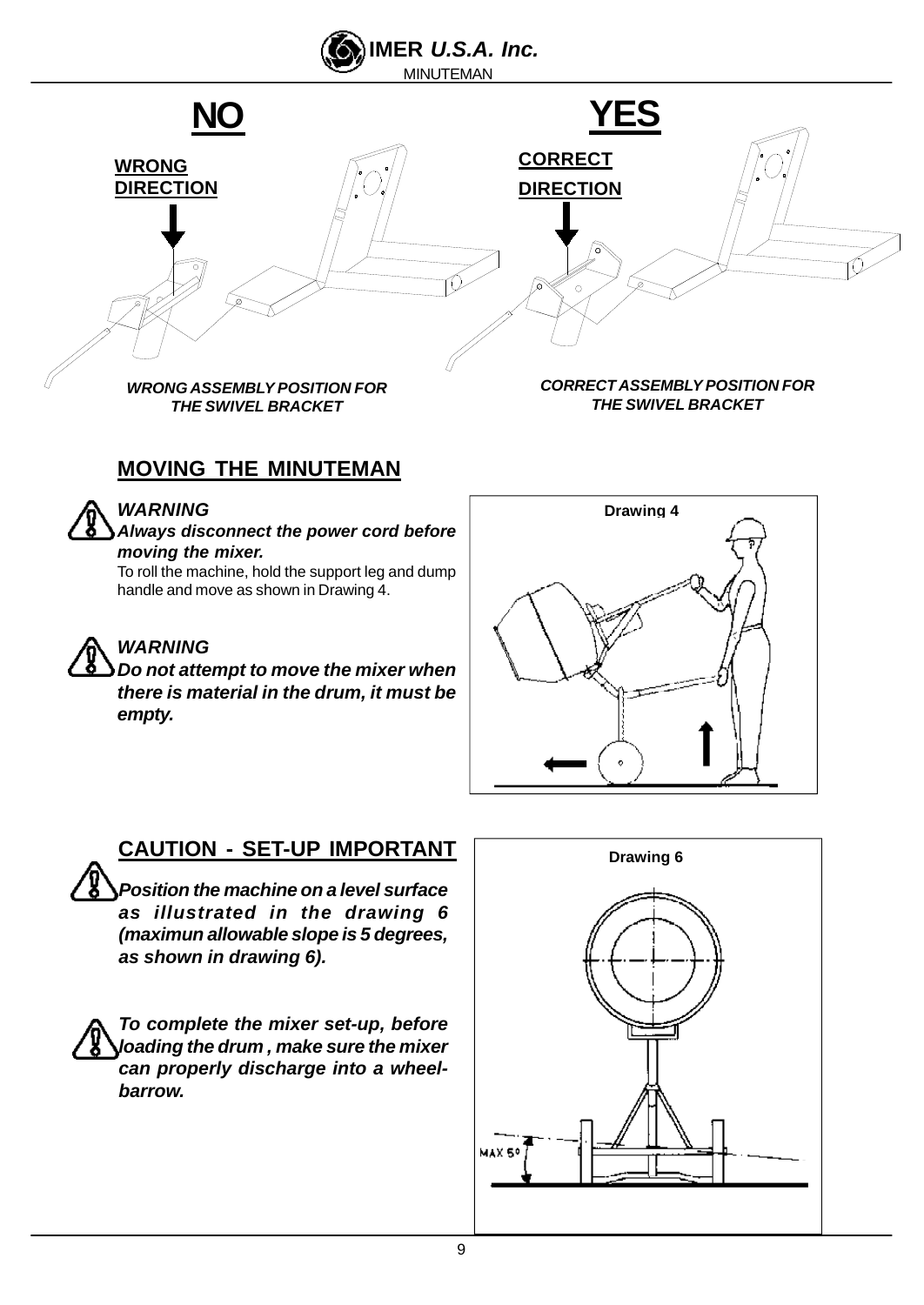**NO** | **YES**

**WRONG DIRECTION**

*WRONG ASSEMBLY POSITION FOR THE SWIVEL BRACKET*

**CORRECT DIRECTION**

*CORRECT ASSEMBLY POSITION FOR THE SWIVEL BRACKET*

## MOVING THE MINUTEMAN

***WARNING***
***Always disconnect the power cord before moving the mixer.***
To roll the machine, hold the support leg and dump handle and move as shown in Drawing 4.

***WARNING***
***Do not attempt to move the mixer when there is material in the drum, it must be empty.***

Drawing 4

## CAUTION - SET-UP IMPORTANT

***Position the machine on a level surface as illustrated in the drawing 6 (maximun allowable slope is 5 degrees, as shown in drawing 6).***

***To complete the mixer set-up, before loading the drum , make sure the mixer can properly discharge into a wheel-barrow.***

Drawing 6

MAX 5°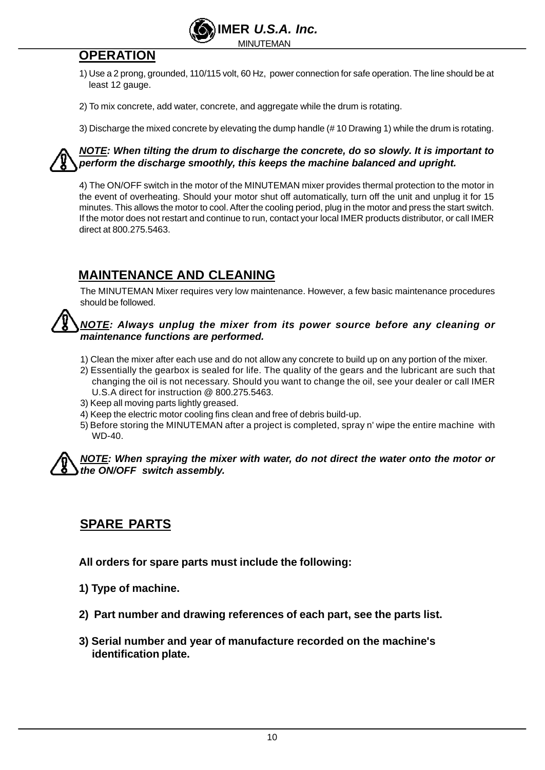## OPERATION

1) Use a 2 prong, grounded, 110/115 volt, 60 Hz, power connection for safe operation. The line should be at least 12 gauge.

2) To mix concrete, add water, concrete, and aggregate while the drum is rotating.

3) Discharge the mixed concrete by elevating the dump handle (# 10 Drawing 1) while the drum is rotating.

***NOTE*: When tilting the drum to discharge the concrete, do so slowly. It is important to perform the discharge smoothly, this keeps the machine balanced and upright.**

4) The ON/OFF switch in the motor of the MINUTEMAN mixer provides thermal protection to the motor in the event of overheating. Should your motor shut off automatically, turn off the unit and unplug it for 15 minutes. This allows the motor to cool. After the cooling period, plug in the motor and press the start switch. If the motor does not restart and continue to run, contact your local IMER products distributor, or call IMER direct at 800.275.5463.

## MAINTENANCE AND CLEANING

The MINUTEMAN Mixer requires very low maintenance. However, a few basic maintenance procedures should be followed.

***NOTE*: Always unplug the mixer from its power source before any cleaning or maintenance functions are performed.**

1) Clean the mixer after each use and do not allow any concrete to build up on any portion of the mixer.
2) Essentially the gearbox is sealed for life. The quality of the gears and the lubricant are such that changing the oil is not necessary. Should you want to change the oil, see your dealer or call IMER U.S.A direct for instruction @ 800.275.5463.
3) Keep all moving parts lightly greased.
4) Keep the electric motor cooling fins clean and free of debris build-up.
5) Before storing the MINUTEMAN after a project is completed, spray n' wipe the entire machine with WD-40.

***NOTE*: When spraying the mixer with water, do not direct the water onto the motor or the ON/OFF switch assembly.**

## SPARE PARTS

**All orders for spare parts must include the following:**

**1) Type of machine.**

**2) Part number and drawing references of each part, see the parts list.**

**3) Serial number and year of manufacture recorded on the machine's identification plate.**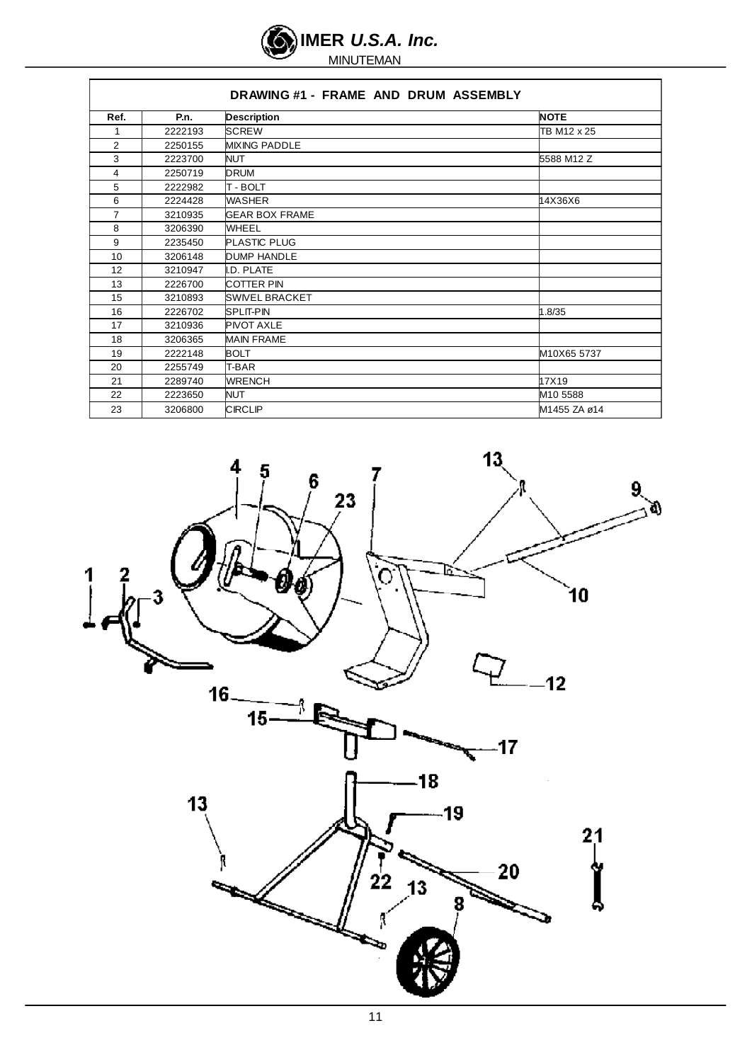## DRAWING #1 - FRAME AND DRUM ASSEMBLY

| Ref. | P.n. | Description | NOTE |
|---|---|---|---|
| 1 | 2222193 | SCREW | TB M12 x 25 |
| 2 | 2250155 | MIXING PADDLE | |
| 3 | 2223700 | NUT | 5588 M12 Z |
| 4 | 2250719 | DRUM | |
| 5 | 2222982 | T - BOLT | |
| 6 | 2224428 | WASHER | 14X36X6 |
| 7 | 3210935 | GEAR BOX FRAME | |
| 8 | 3206390 | WHEEL | |
| 9 | 2235450 | PLASTIC PLUG | |
| 10 | 3206148 | DUMP HANDLE | |
| 12 | 3210947 | I.D. PLATE | |
| 13 | 2226700 | COTTER PIN | |
| 15 | 3210893 | SWIVEL BRACKET | |
| 16 | 2226702 | SPLIT-PIN | 1.8/35 |
| 17 | 3210936 | PIVOT AXLE | |
| 18 | 3206365 | MAIN FRAME | |
| 19 | 2222148 | BOLT | M10X65 5737 |
| 20 | 2255749 | T-BAR | |
| 21 | 2289740 | WRENCH | 17X19 |
| 22 | 2223650 | NUT | M10 5588 |
| 23 | 3206800 | CIRCLIP | M1455 ZA ø14 |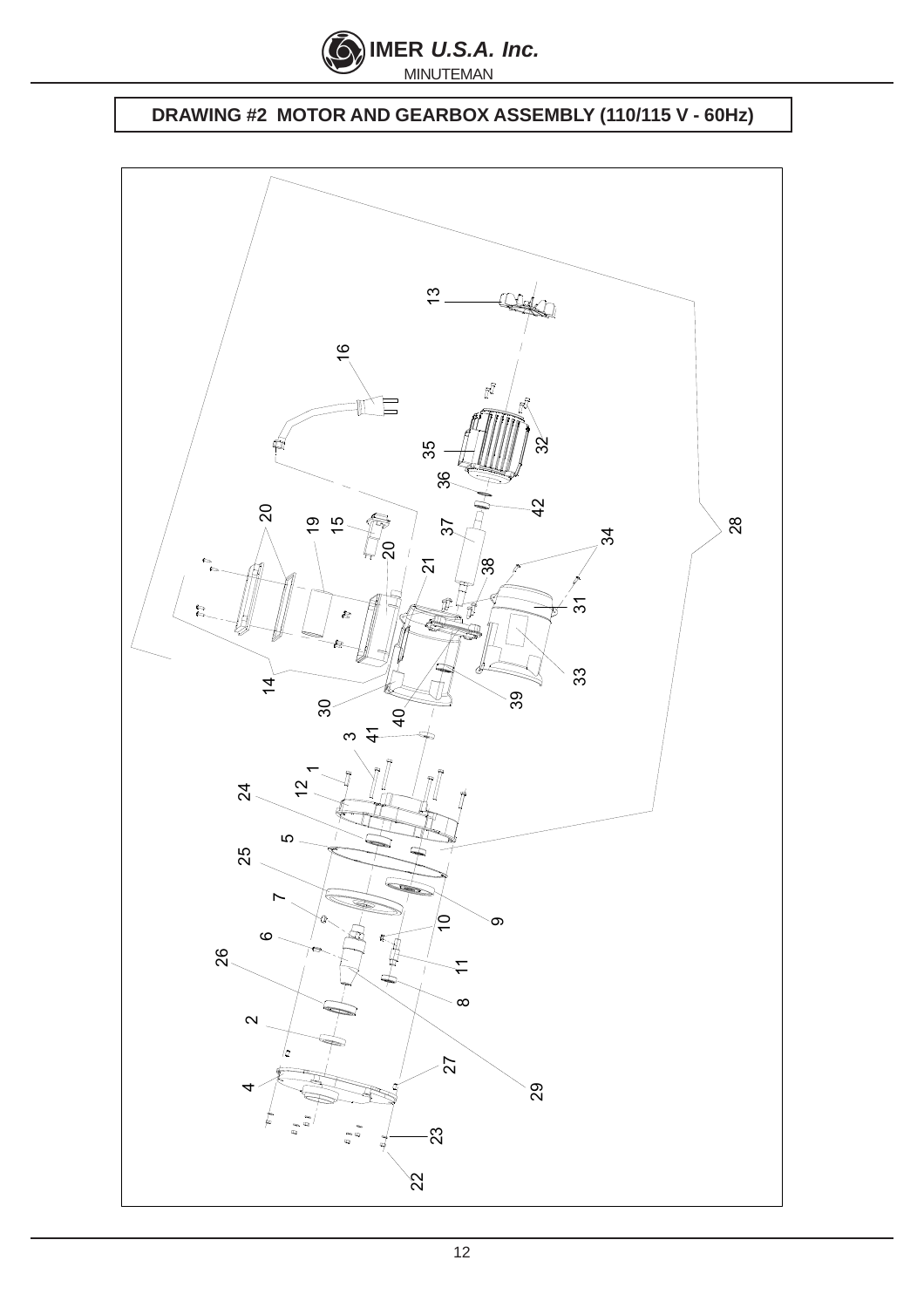# DRAWING #2 MOTOR AND GEARBOX ASSEMBLY (110/115 V - 60Hz)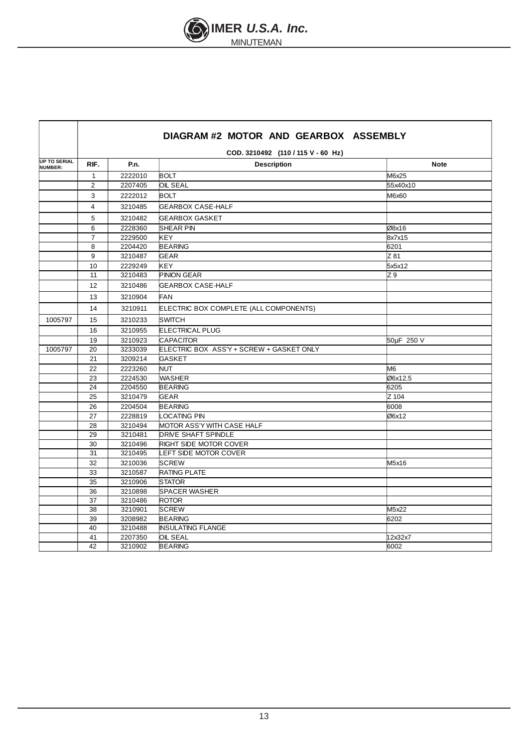## DIAGRAM #2 MOTOR AND GEARBOX ASSEMBLY

**COD. 3210492 (110 / 115 V - 60 Hz)**

| UP TO SERIAL NUMBER: | RIF. | P.n. | Description | Note |
|---|---|---|---|---|
| | 1 | 2222010 | BOLT | M6x25 |
| | 2 | 2207405 | OIL SEAL | 55x40x10 |
| | 3 | 2222012 | BOLT | M6x60 |
| | 4 | 3210485 | GEARBOX CASE-HALF | |
| | 5 | 3210482 | GEARBOX GASKET | |
| | 6 | 2228360 | SHEAR PIN | Ø8x16 |
| | 7 | 2229500 | KEY | 8x7x15 |
| | 8 | 2204420 | BEARING | 6201 |
| | 9 | 3210487 | GEAR | Z 81 |
| | 10 | 2229249 | KEY | 5x5x12 |
| | 11 | 3210483 | PINION GEAR | Z 9 |
| | 12 | 3210486 | GEARBOX CASE-HALF | |
| | 13 | 3210904 | FAN | |
| | 14 | 3210911 | ELECTRIC BOX COMPLETE (ALL COMPONENTS) | |
| 1005797 | 15 | 3210233 | SWITCH | |
| | 16 | 3210955 | ELECTRICAL PLUG | |
| | 19 | 3210923 | CAPACITOR | 50µF 250 V |
| 1005797 | 20 | 3233039 | ELECTRIC BOX ASS'Y + SCREW + GASKET ONLY | |
| | 21 | 3209214 | GASKET | |
| | 22 | 2223260 | NUT | M6 |
| | 23 | 2224530 | WASHER | Ø6x12.5 |
| | 24 | 2204550 | BEARING | 6205 |
| | 25 | 3210479 | GEAR | Z 104 |
| | 26 | 2204504 | BEARING | 6008 |
| | 27 | 2228819 | LOCATING PIN | Ø6x12 |
| | 28 | 3210494 | MOTOR ASS'Y WITH CASE HALF | |
| | 29 | 3210481 | DRIVE SHAFT SPINDLE | |
| | 30 | 3210496 | RIGHT SIDE MOTOR COVER | |
| | 31 | 3210495 | LEFT SIDE MOTOR COVER | |
| | 32 | 3210036 | SCREW | M5x16 |
| | 33 | 3210587 | RATING PLATE | |
| | 35 | 3210906 | STATOR | |
| | 36 | 3210898 | SPACER WASHER | |
| | 37 | 3210486 | ROTOR | |
| | 38 | 3210901 | SCREW | M5x22 |
| | 39 | 3208982 | BEARING | 6202 |
| | 40 | 3210488 | INSULATING FLANGE | |
| | 41 | 2207350 | OIL SEAL | 12x32x7 |
| | 42 | 3210902 | BEARING | 6002 |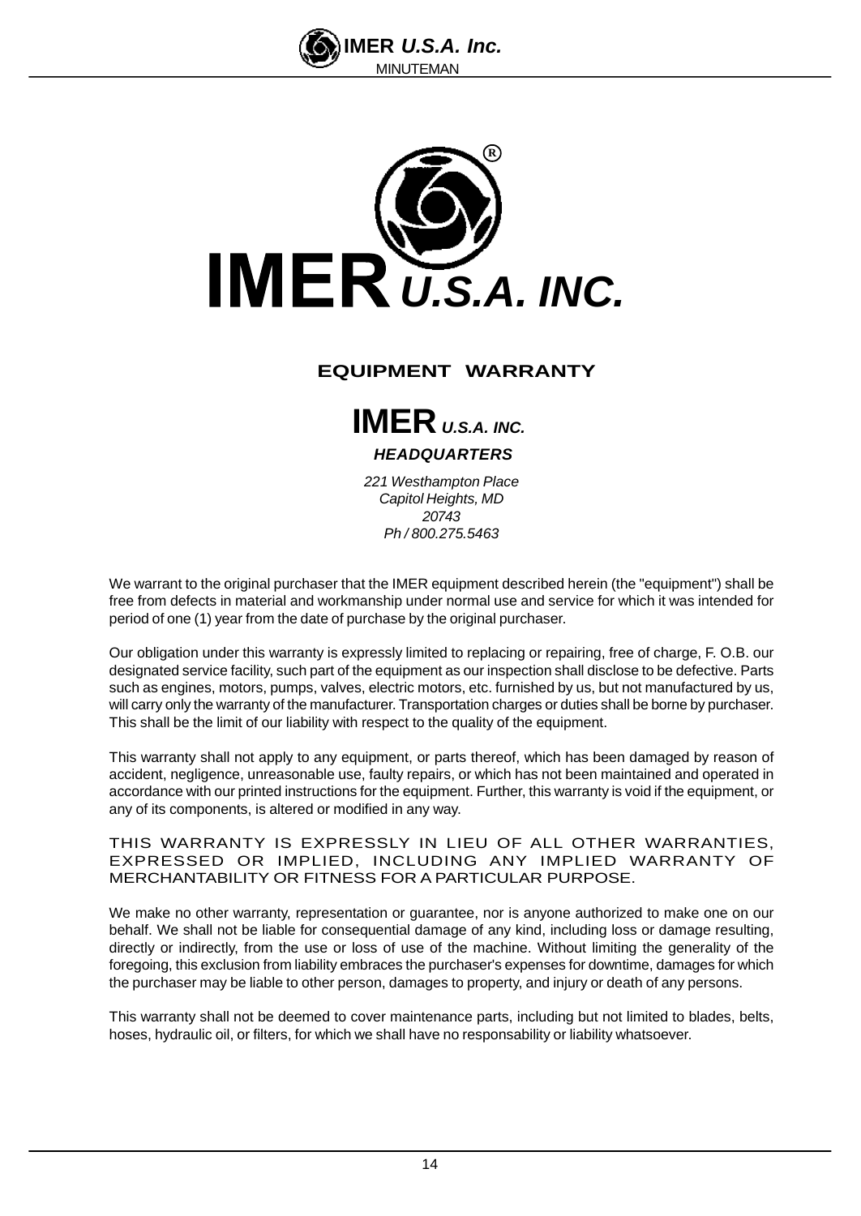# IMER U.S.A. INC.

## EQUIPMENT WARRANTY

**IMER** ***U.S.A. INC.***

***HEADQUARTERS***

*221 Westhampton Place*
*Capitol Heights, MD*
*20743*
*Ph / 800.275.5463*

We warrant to the original purchaser that the IMER equipment described herein (the "equipment") shall be free from defects in material and workmanship under normal use and service for which it was intended for period of one (1) year from the date of purchase by the original purchaser.

Our obligation under this warranty is expressly limited to replacing or repairing, free of charge, F. O.B. our designated service facility, such part of the equipment as our inspection shall disclose to be defective. Parts such as engines, motors, pumps, valves, electric motors, etc. furnished by us, but not manufactured by us, will carry only the warranty of the manufacturer. Transportation charges or duties shall be borne by purchaser. This shall be the limit of our liability with respect to the quality of the equipment.

This warranty shall not apply to any equipment, or parts thereof, which has been damaged by reason of accident, negligence, unreasonable use, faulty repairs, or which has not been maintained and operated in accordance with our printed instructions for the equipment. Further, this warranty is void if the equipment, or any of its components, is altered or modified in any way.

THIS WARRANTY IS EXPRESSLY IN LIEU OF ALL OTHER WARRANTIES, EXPRESSED OR IMPLIED, INCLUDING ANY IMPLIED WARRANTY OF MERCHANTABILITY OR FITNESS FOR A PARTICULAR PURPOSE.

We make no other warranty, representation or guarantee, nor is anyone authorized to make one on our behalf. We shall not be liable for consequential damage of any kind, including loss or damage resulting, directly or indirectly, from the use or loss of use of the machine. Without limiting the generality of the foregoing, this exclusion from liability embraces the purchaser's expenses for downtime, damages for which the purchaser may be liable to other person, damages to property, and injury or death of any persons.

This warranty shall not be deemed to cover maintenance parts, including but not limited to blades, belts, hoses, hydraulic oil, or filters, for which we shall have no responsability or liability whatsoever.